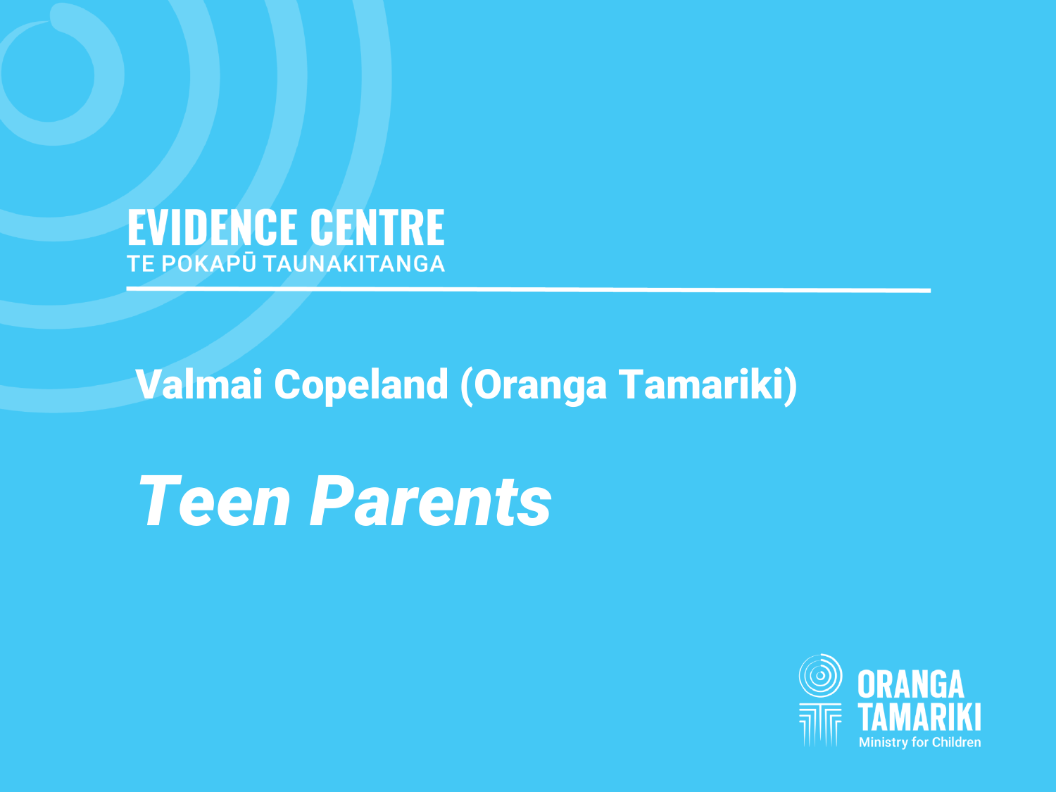**EVIDENCE CENTRE**
TE POKAPŪ TAUNAKITANGA

## Valmai Copeland (Oranga Tamariki)

# *Teen Parents*

ORANGA TAMARIKI
Ministry for Children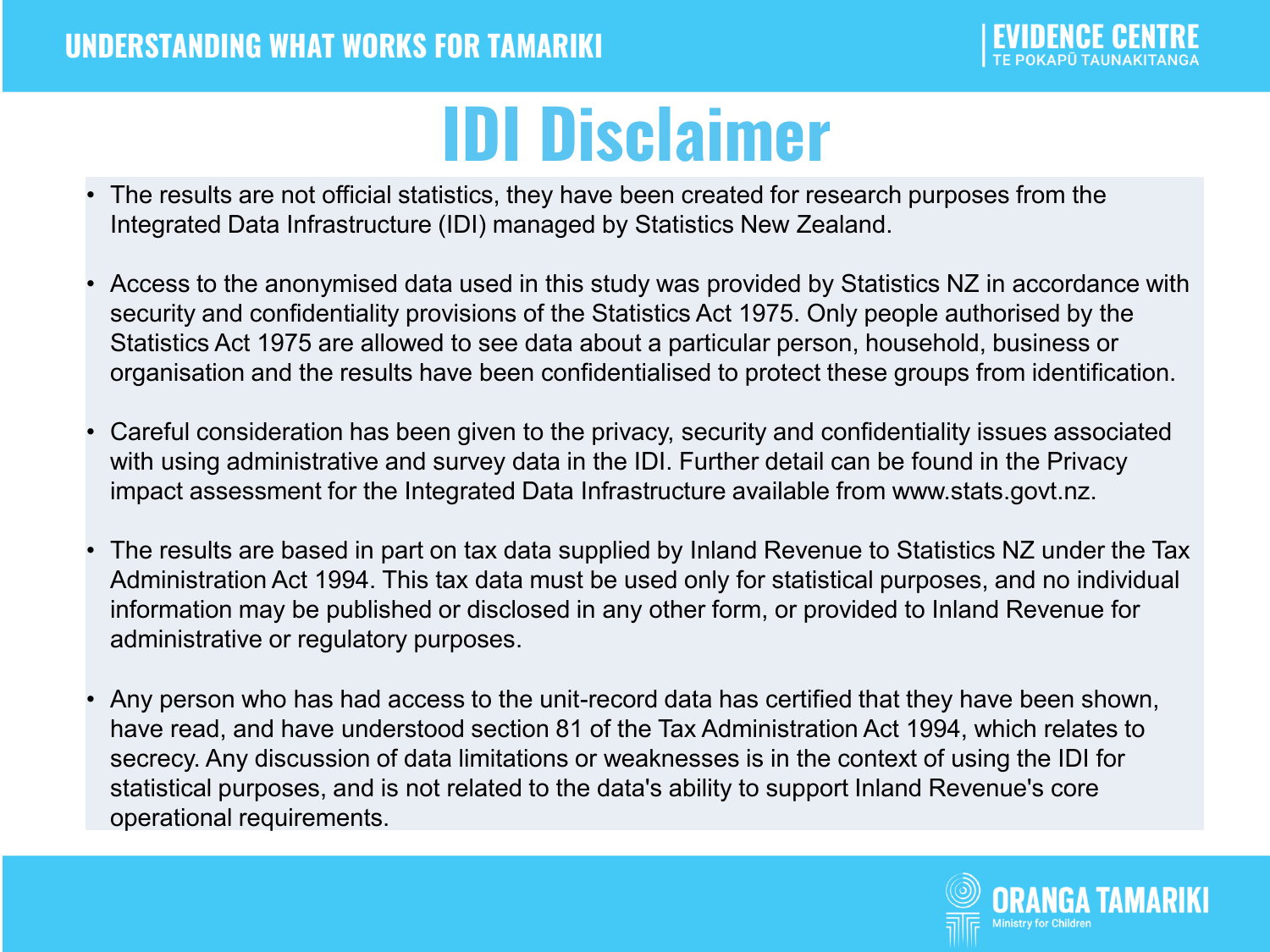# IDI Disclaimer

- The results are not official statistics, they have been created for research purposes from the Integrated Data Infrastructure (IDI) managed by Statistics New Zealand.
- Access to the anonymised data used in this study was provided by Statistics NZ in accordance with security and confidentiality provisions of the Statistics Act 1975. Only people authorised by the Statistics Act 1975 are allowed to see data about a particular person, household, business or organisation and the results have been confidentialised to protect these groups from identification.
- Careful consideration has been given to the privacy, security and confidentiality issues associated with using administrative and survey data in the IDI. Further detail can be found in the Privacy impact assessment for the Integrated Data Infrastructure available from www.stats.govt.nz.
- The results are based in part on tax data supplied by Inland Revenue to Statistics NZ under the Tax Administration Act 1994. This tax data must be used only for statistical purposes, and no individual information may be published or disclosed in any other form, or provided to Inland Revenue for administrative or regulatory purposes.
- Any person who has had access to the unit-record data has certified that they have been shown, have read, and have understood section 81 of the Tax Administration Act 1994, which relates to secrecy. Any discussion of data limitations or weaknesses is in the context of using the IDI for statistical purposes, and is not related to the data's ability to support Inland Revenue's core operational requirements.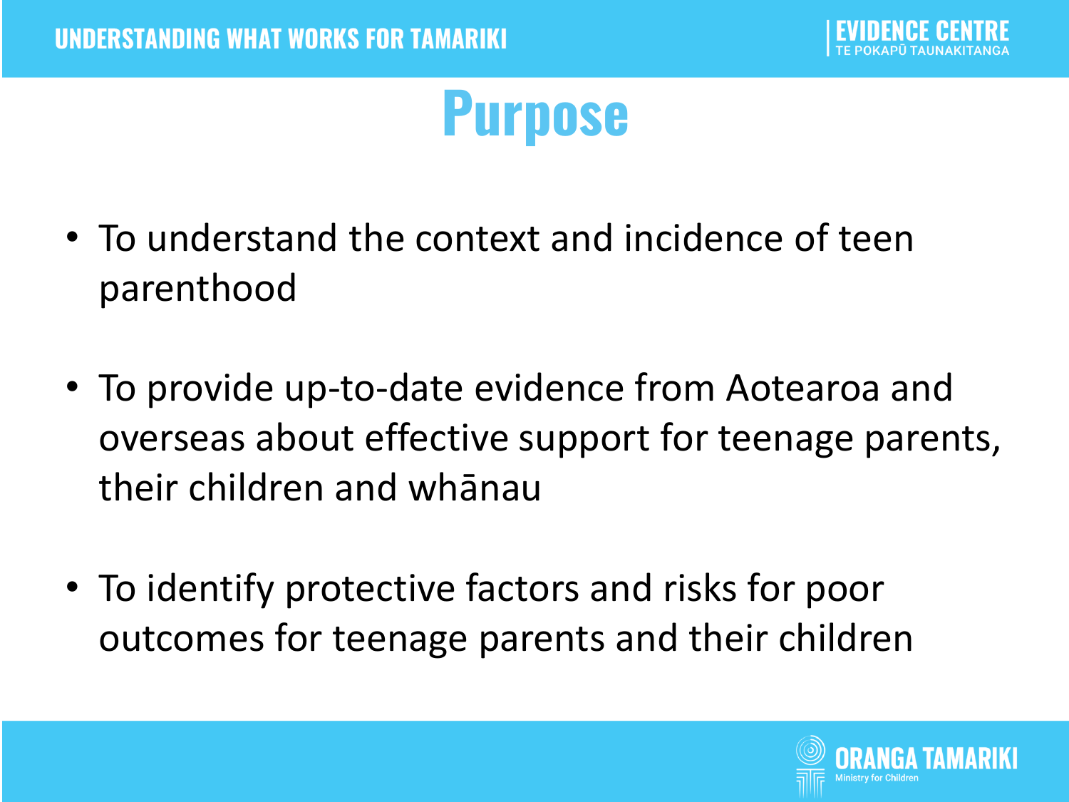# Purpose

- To understand the context and incidence of teen parenthood
- To provide up-to-date evidence from Aotearoa and overseas about effective support for teenage parents, their children and whānau
- To identify protective factors and risks for poor outcomes for teenage parents and their children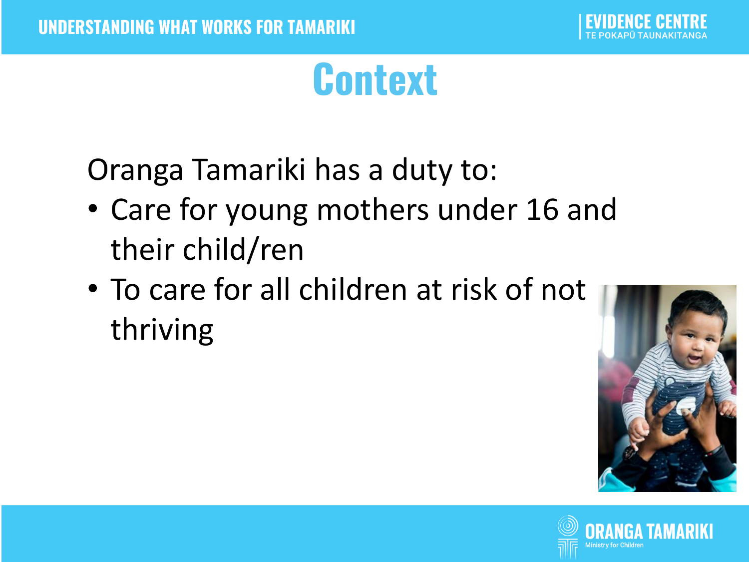# Context

Oranga Tamariki has a duty to:

- Care for young mothers under 16 and their child/ren
- To care for all children at risk of not thriving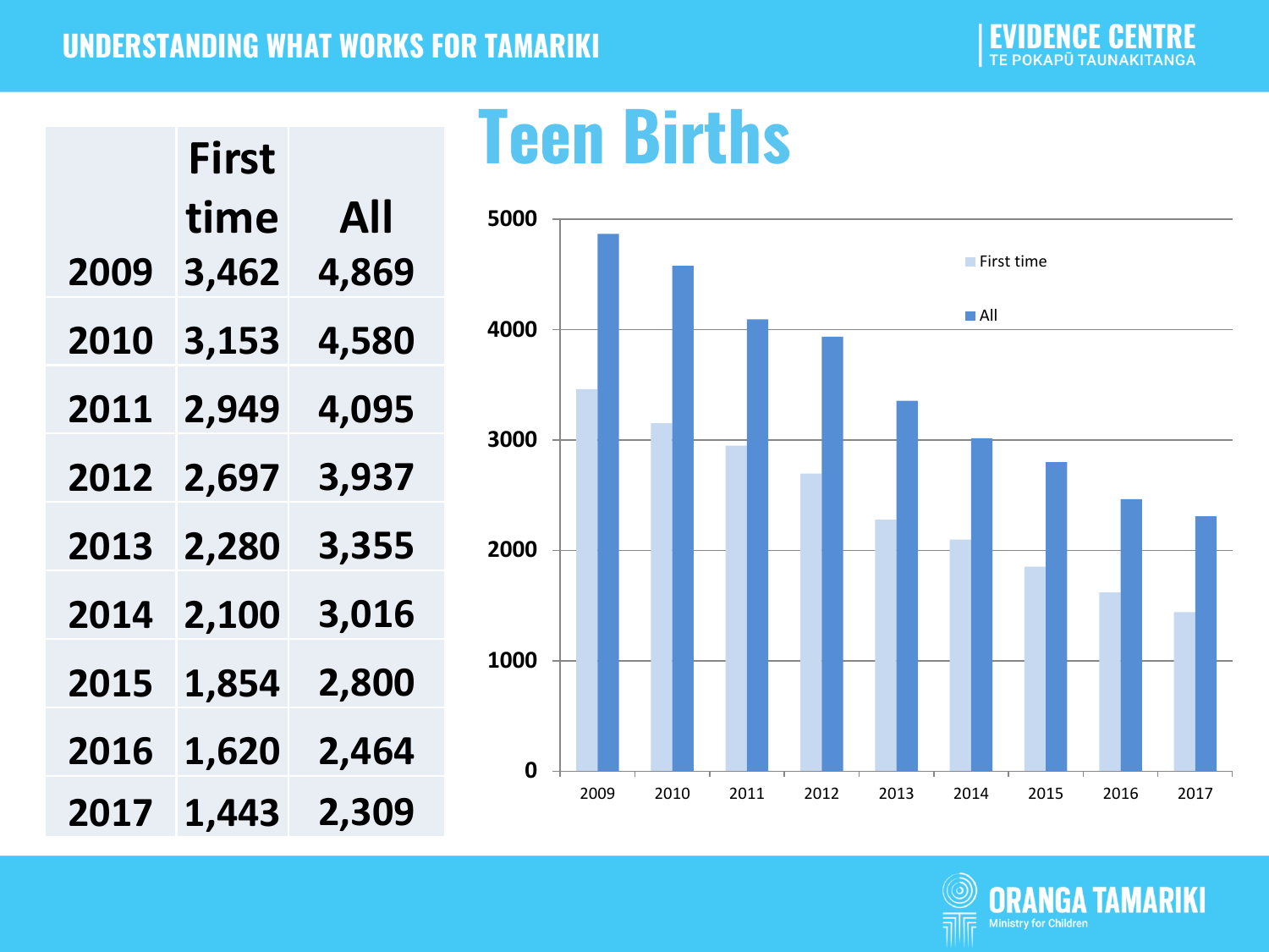# Teen Births

| | First time | All |
|---|---|---|
| 2009 | 3,462 | 4,869 |
| 2010 | 3,153 | 4,580 |
| 2011 | 2,949 | 4,095 |
| 2012 | 2,697 | 3,937 |
| 2013 | 2,280 | 3,355 |
| 2014 | 2,100 | 3,016 |
| 2015 | 1,854 | 2,800 |
| 2016 | 1,620 | 2,464 |
| 2017 | 1,443 | 2,309 |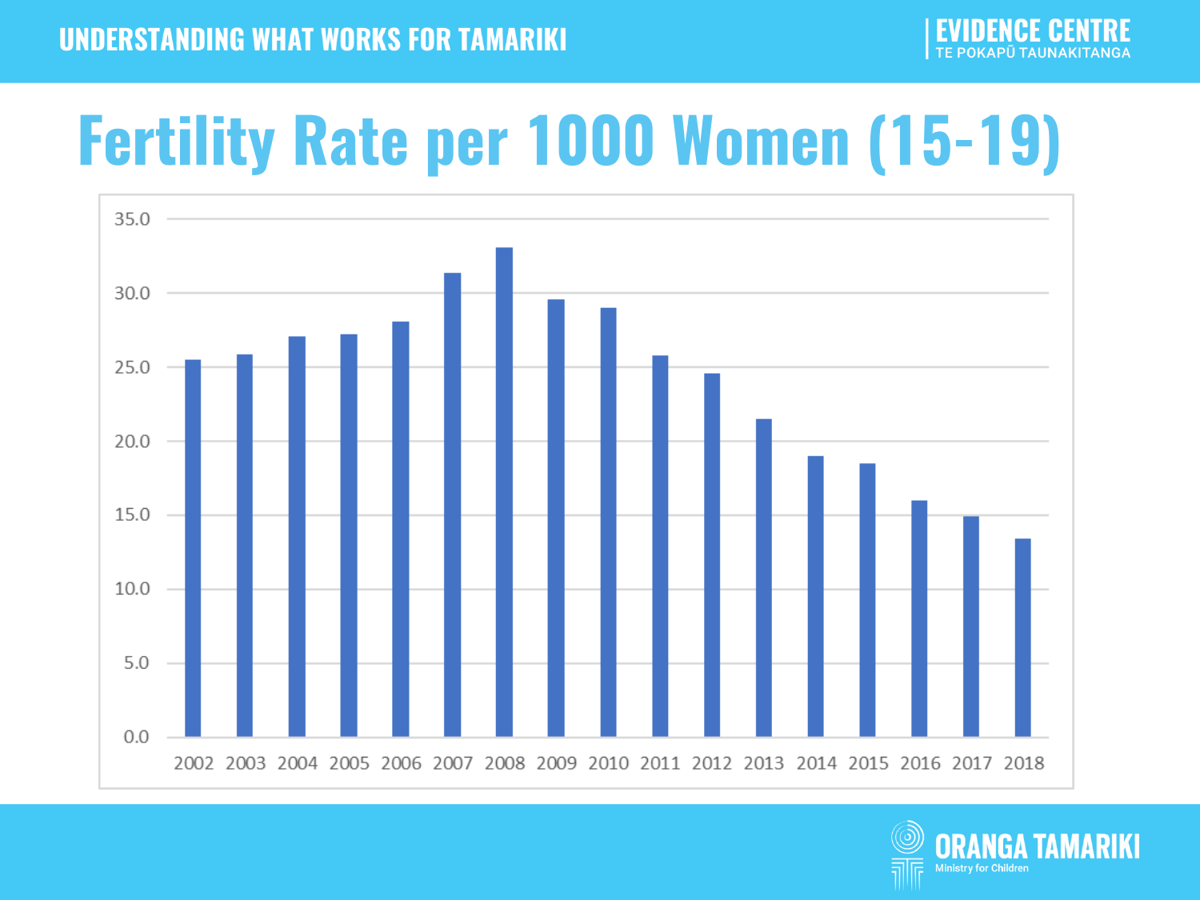# Fertility Rate per 1000 Women (15-19)

| Year | Rate |
|---|---|
| 2002 | 25.5 |
| 2003 | 25.8 |
| 2004 | 27.1 |
| 2005 | 27.2 |
| 2006 | 28.1 |
| 2007 | 31.4 |
| 2008 | 33.1 |
| 2009 | 29.6 |
| 2010 | 29.0 |
| 2011 | 25.8 |
| 2012 | 24.6 |
| 2013 | 21.5 |
| 2014 | 19.0 |
| 2015 | 18.5 |
| 2016 | 16.0 |
| 2017 | 14.9 |
| 2018 | 13.4 |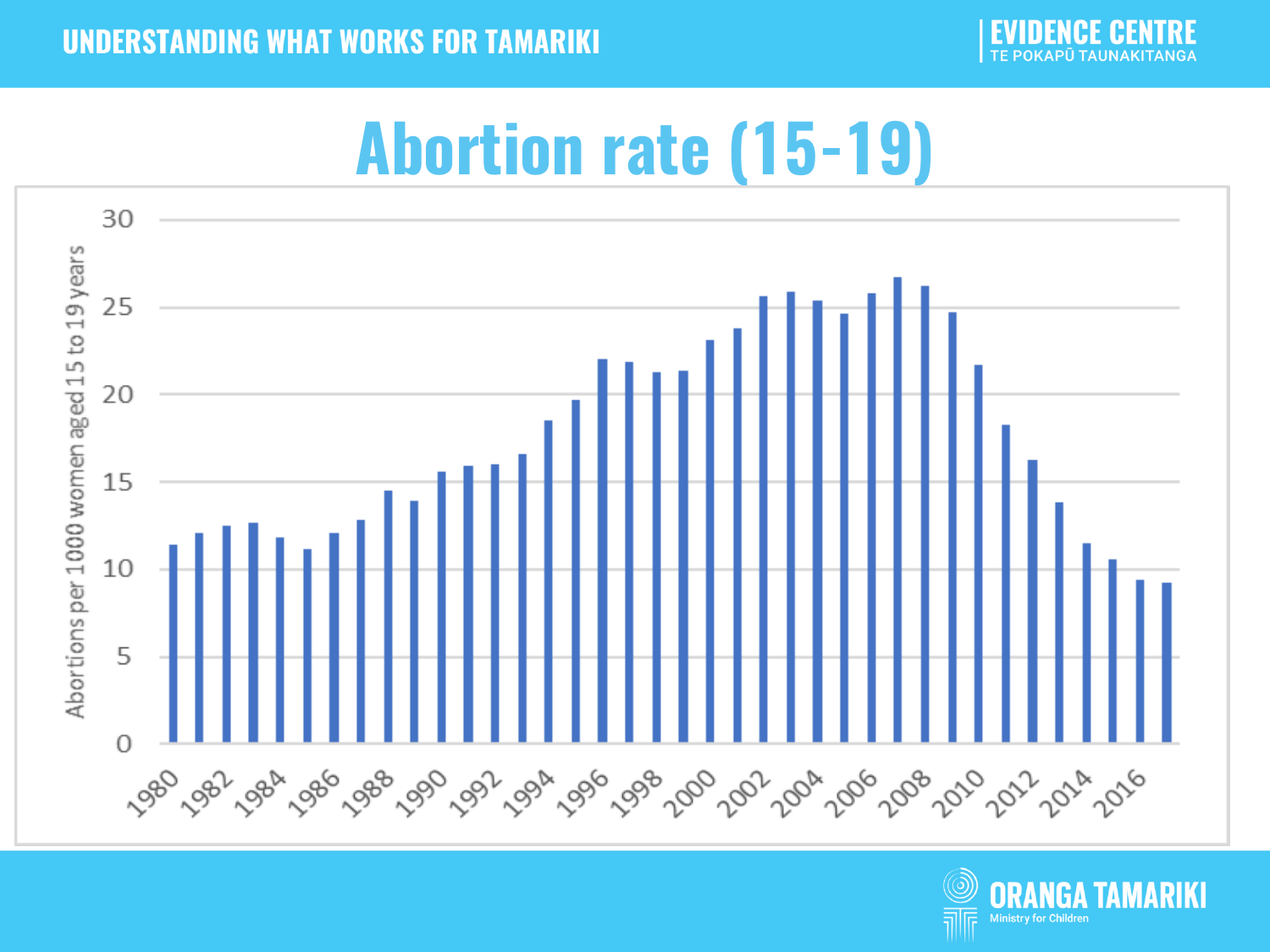# Abortion rate (15-19)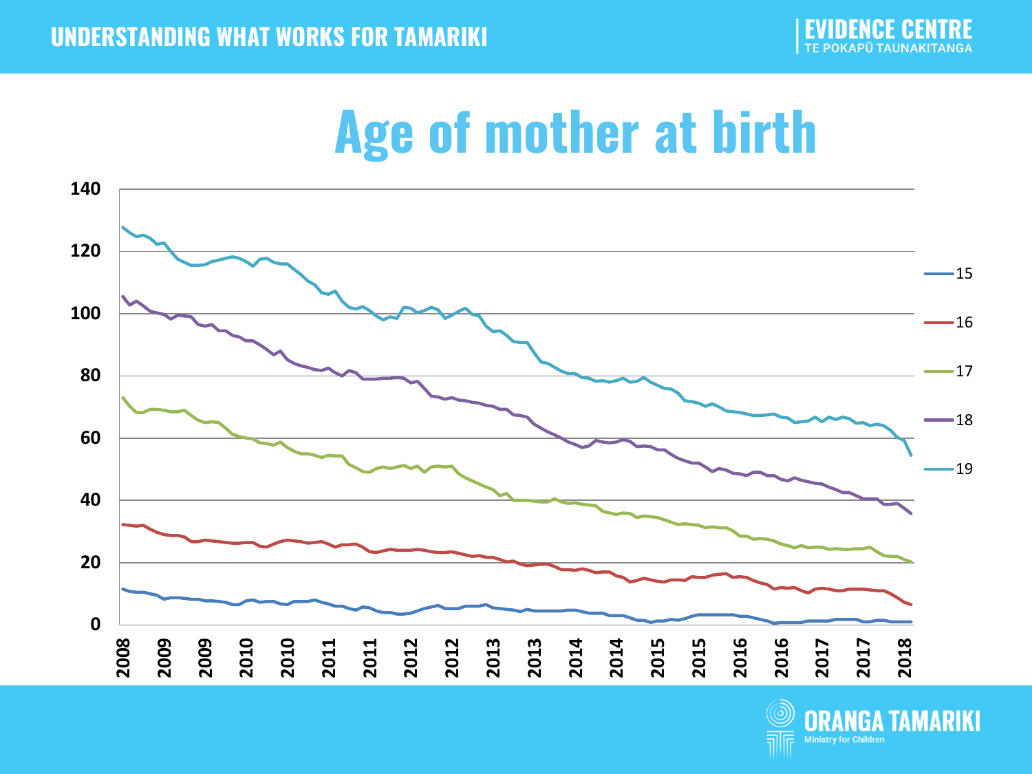# Age of mother at birth

140

120

100

80

60

40

20

0

2008 2009 2009 2010 2010 2011 2011 2012 2012 2013 2013 2014 2014 2015 2015 2016 2016 2017 2017 2018

- 15
- 16
- 17
- 18
- 19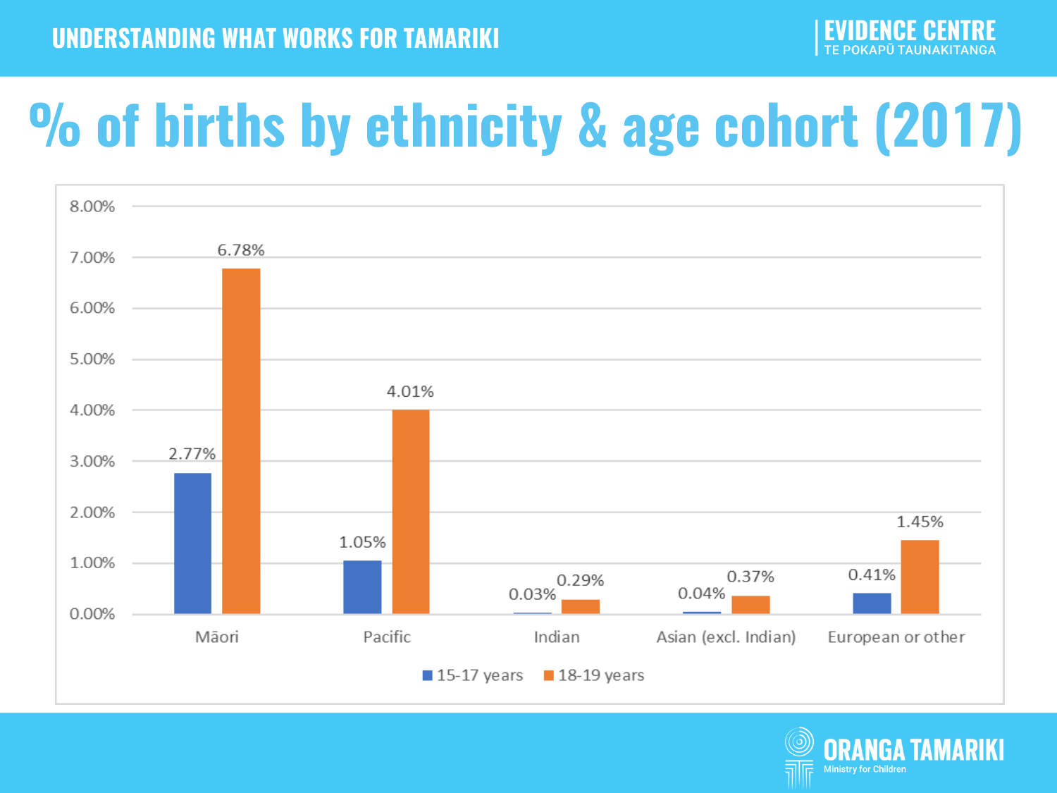# % of births by ethnicity & age cohort (2017)

| Ethnicity | 15-17 years | 18-19 years |
| --- | --- | --- |
| Māori | 2.77% | 6.78% |
| Pacific | 1.05% | 4.01% |
| Indian | 0.03% | 0.29% |
| Asian (excl. Indian) | 0.04% | 0.37% |
| European or other | 0.41% | 1.45% |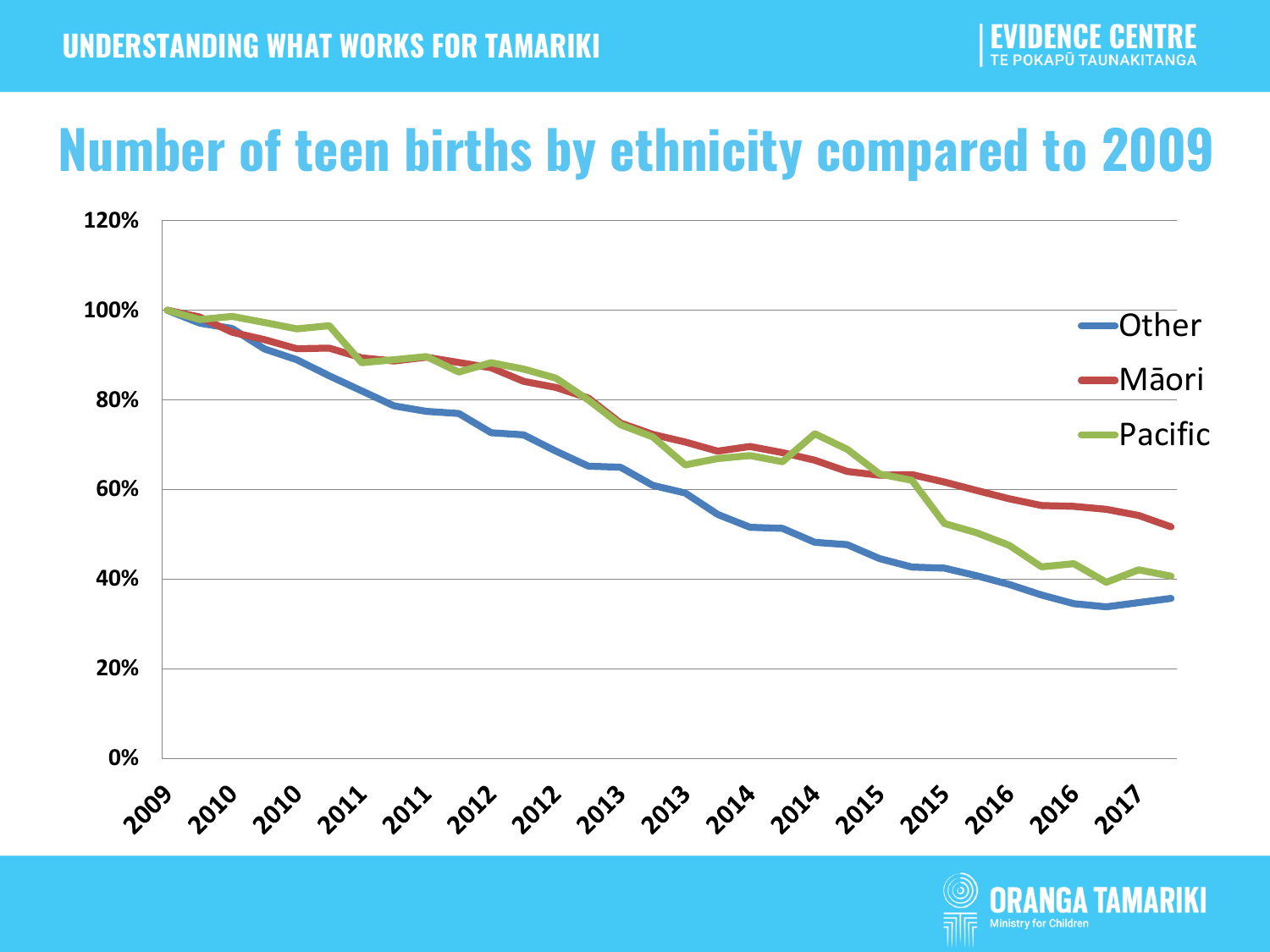# Number of teen births by ethnicity compared to 2009

120%
100%
80%
60%
40%
20%
0%

Other
Māori
Pacific

2009 2010 2010 2011 2011 2012 2012 2013 2013 2014 2014 2015 2015 2016 2016 2017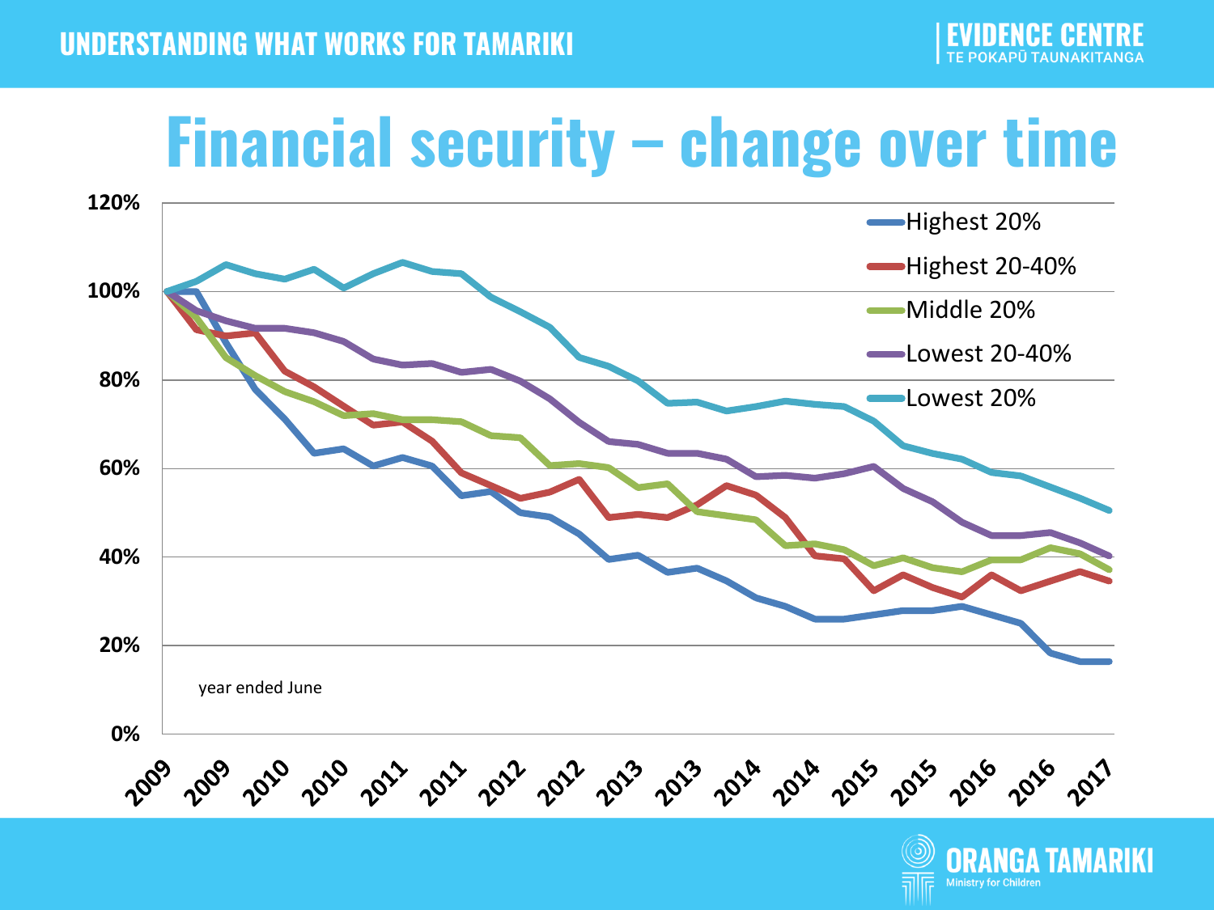UNDERSTANDING WHAT WORKS FOR TAMARIKI

EVIDENCE CENTRE
TE POKAPŪ TAUNAKITANGA

# Financial security – change over time

Highest 20%
Highest 20-40%
Middle 20%
Lowest 20-40%
Lowest 20%

120%
100%
80%
60%
40%
20%
0%

year ended June

2009 2009 2010 2010 2011 2011 2012 2012 2013 2013 2014 2014 2015 2015 2016 2016 2017

ORANGA TAMARIKI
Ministry for Children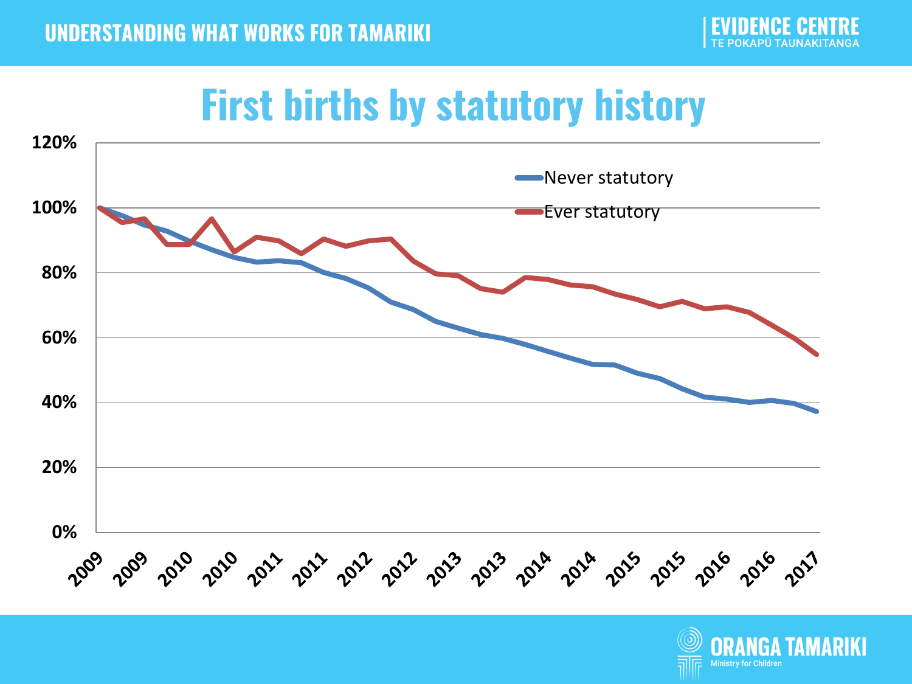# First births by statutory history

| | Never statutory | Ever statutory |
|---|---|---|
| 2009 | 100% | 100% |
| 2017 | ~37% | ~55% |

Y-axis: 0%, 20%, 40%, 60%, 80%, 100%, 120%

X-axis: 2009, 2009, 2010, 2010, 2011, 2011, 2012, 2012, 2013, 2013, 2014, 2014, 2015, 2015, 2016, 2016, 2017

Legend: Never statutory; Ever statutory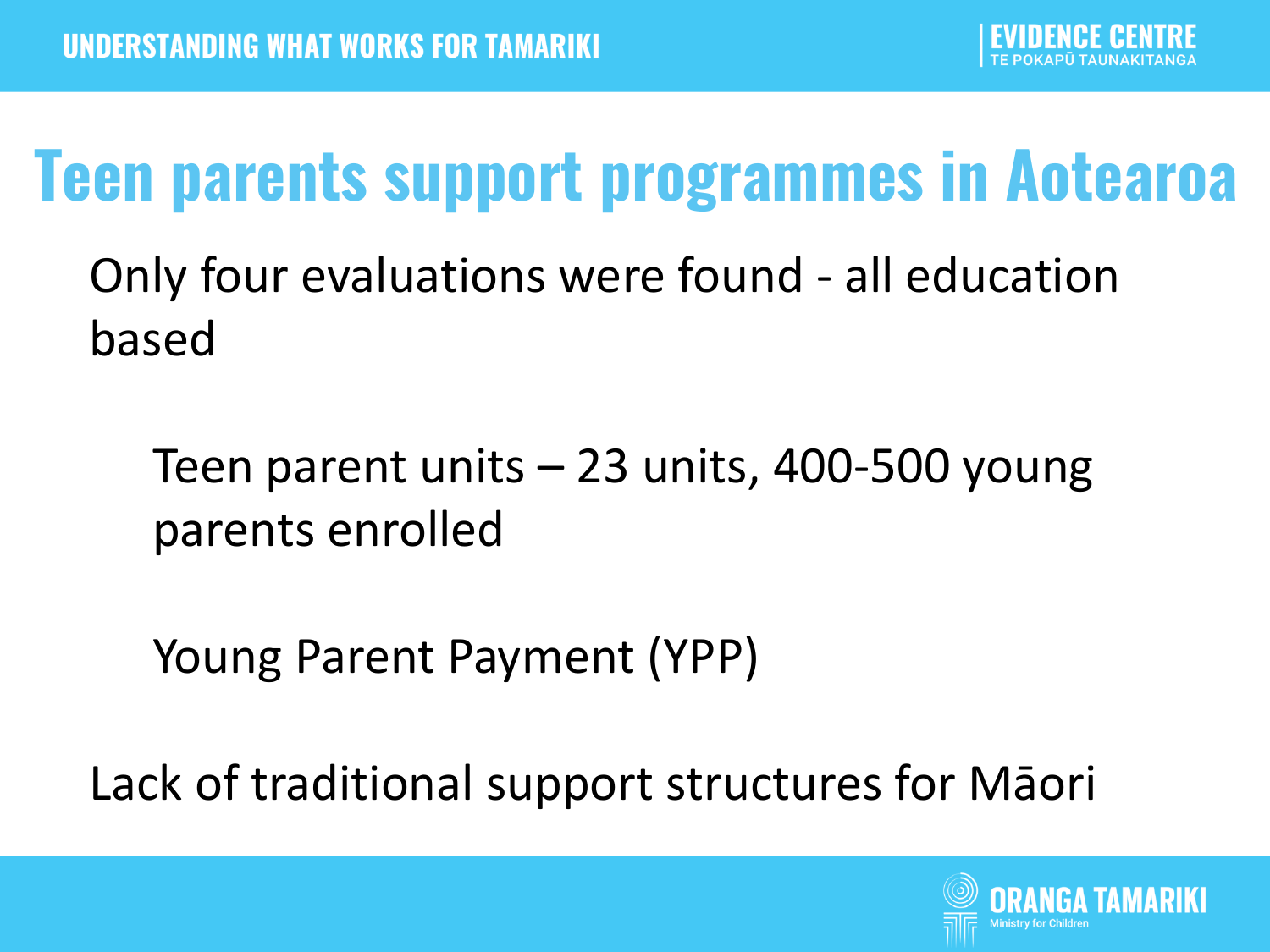# Teen parents support programmes in Aotearoa

Only four evaluations were found - all education based

- Teen parent units – 23 units, 400-500 young parents enrolled
- Young Parent Payment (YPP)

Lack of traditional support structures for Māori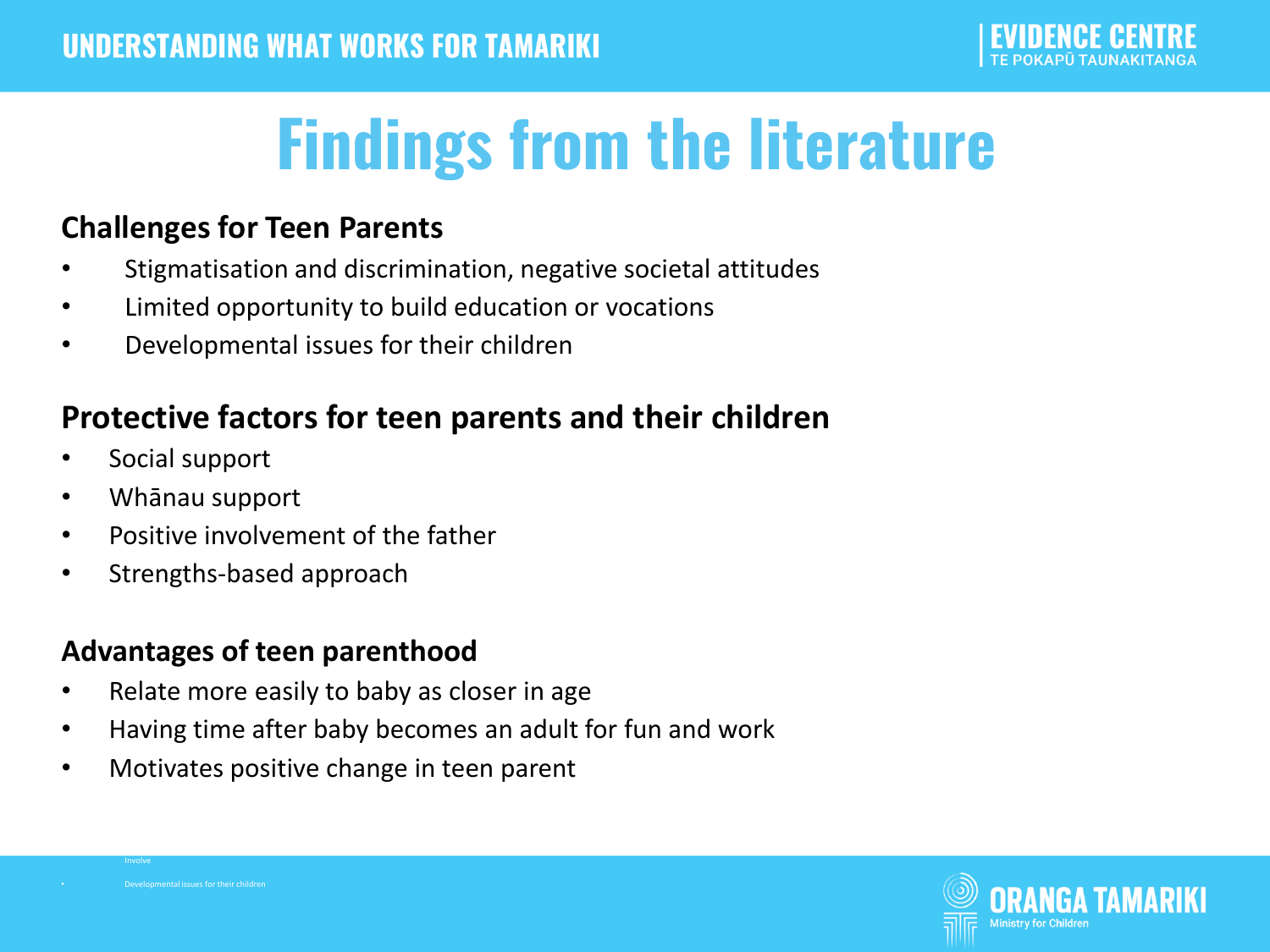# Findings from the literature

### Challenges for Teen Parents

- Stigmatisation and discrimination, negative societal attitudes
- Limited opportunity to build education or vocations
- Developmental issues for their children

### Protective factors for teen parents and their children

- Social support
- Whānau support
- Positive involvement of the father
- Strengths-based approach

### Advantages of teen parenthood

- Relate more easily to baby as closer in age
- Having time after baby becomes an adult for fun and work
- Motivates positive change in teen parent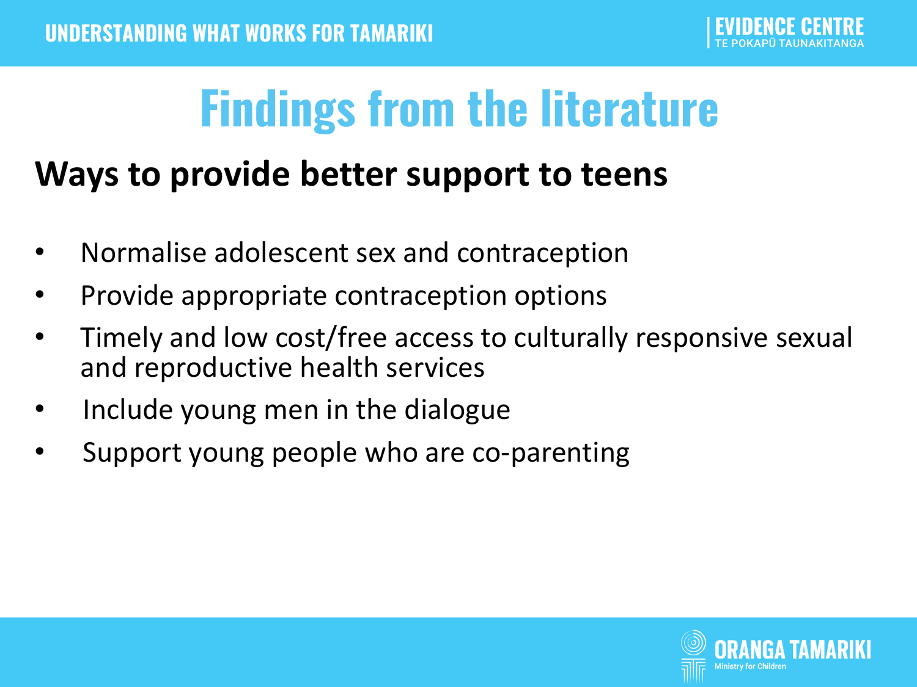# Findings from the literature

## Ways to provide better support to teens

- Normalise adolescent sex and contraception
- Provide appropriate contraception options
- Timely and low cost/free access to culturally responsive sexual and reproductive health services
- Include young men in the dialogue
- Support young people who are co-parenting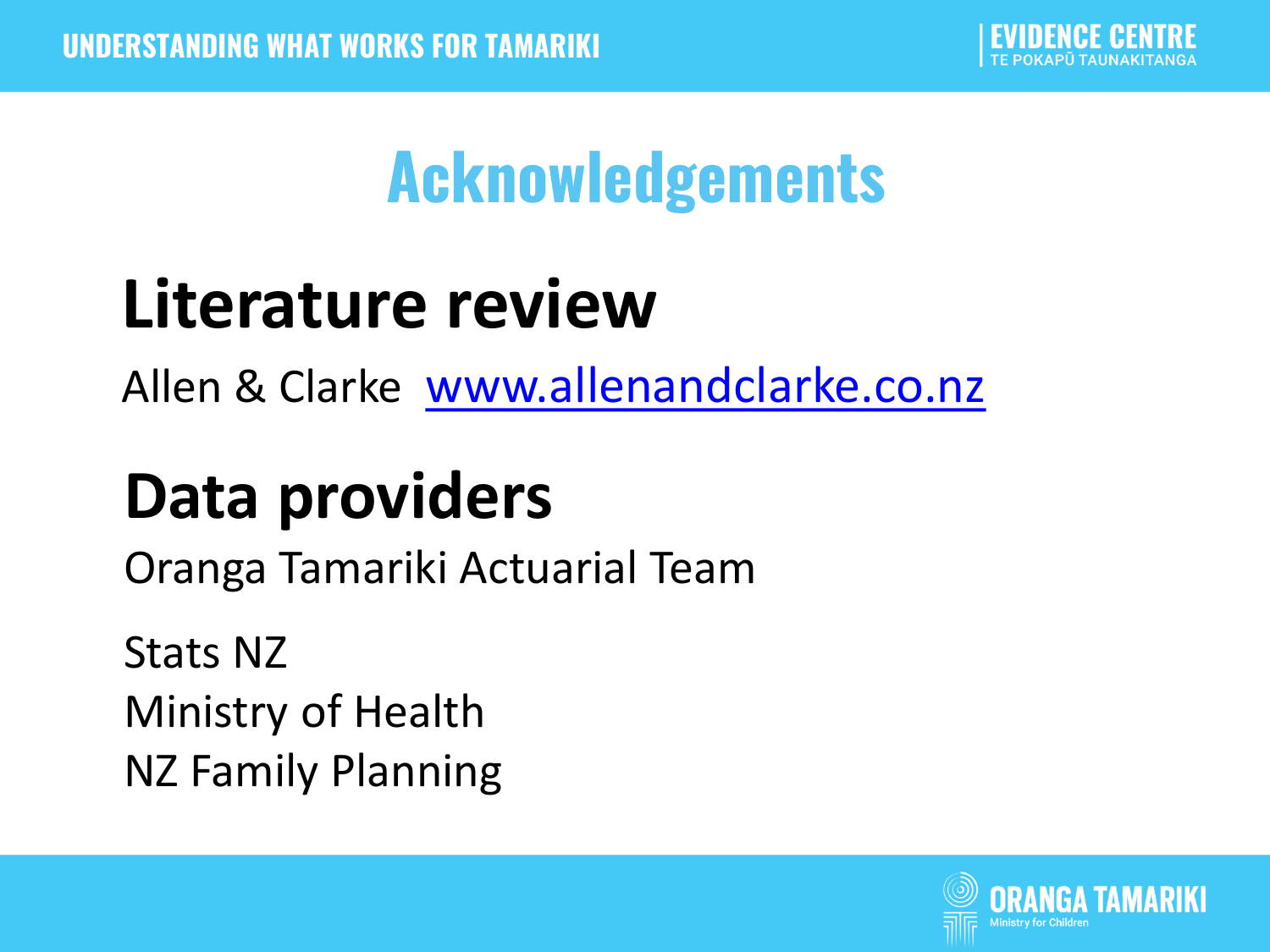# Acknowledgements

## Literature review

Allen & Clarke  www.allenandclarke.co.nz

## Data providers

Oranga Tamariki Actuarial Team

Stats NZ
Ministry of Health
NZ Family Planning